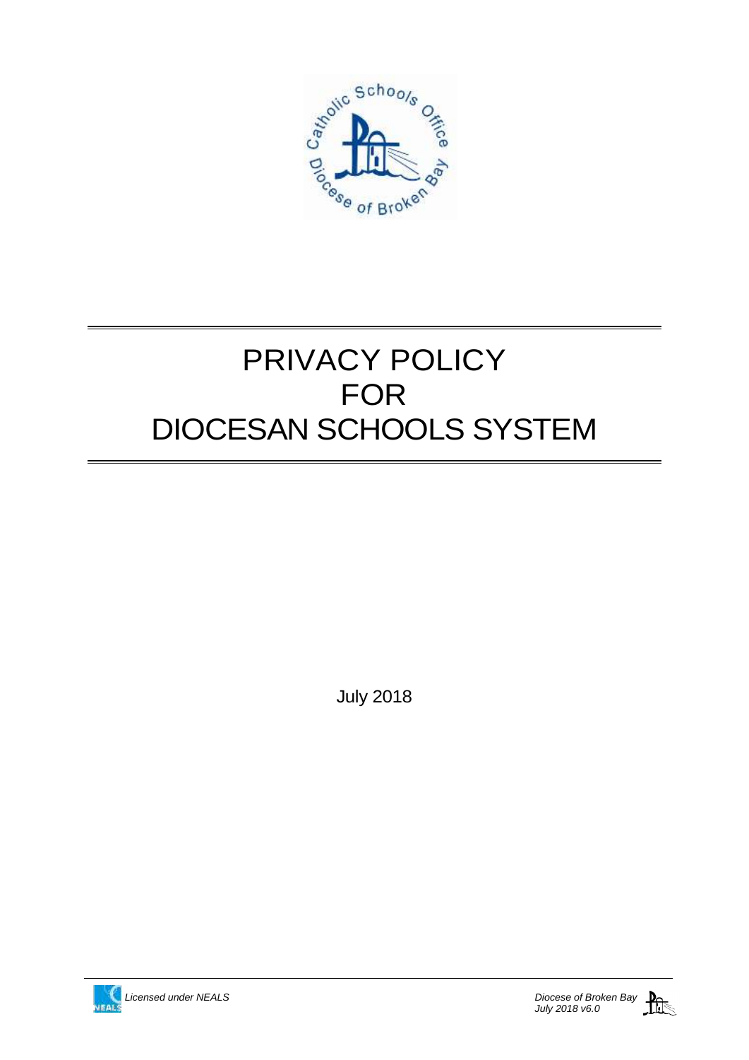# PRIVACY POLICY FOR DIOCESAN SCHOOLS SYSTEM

July 2018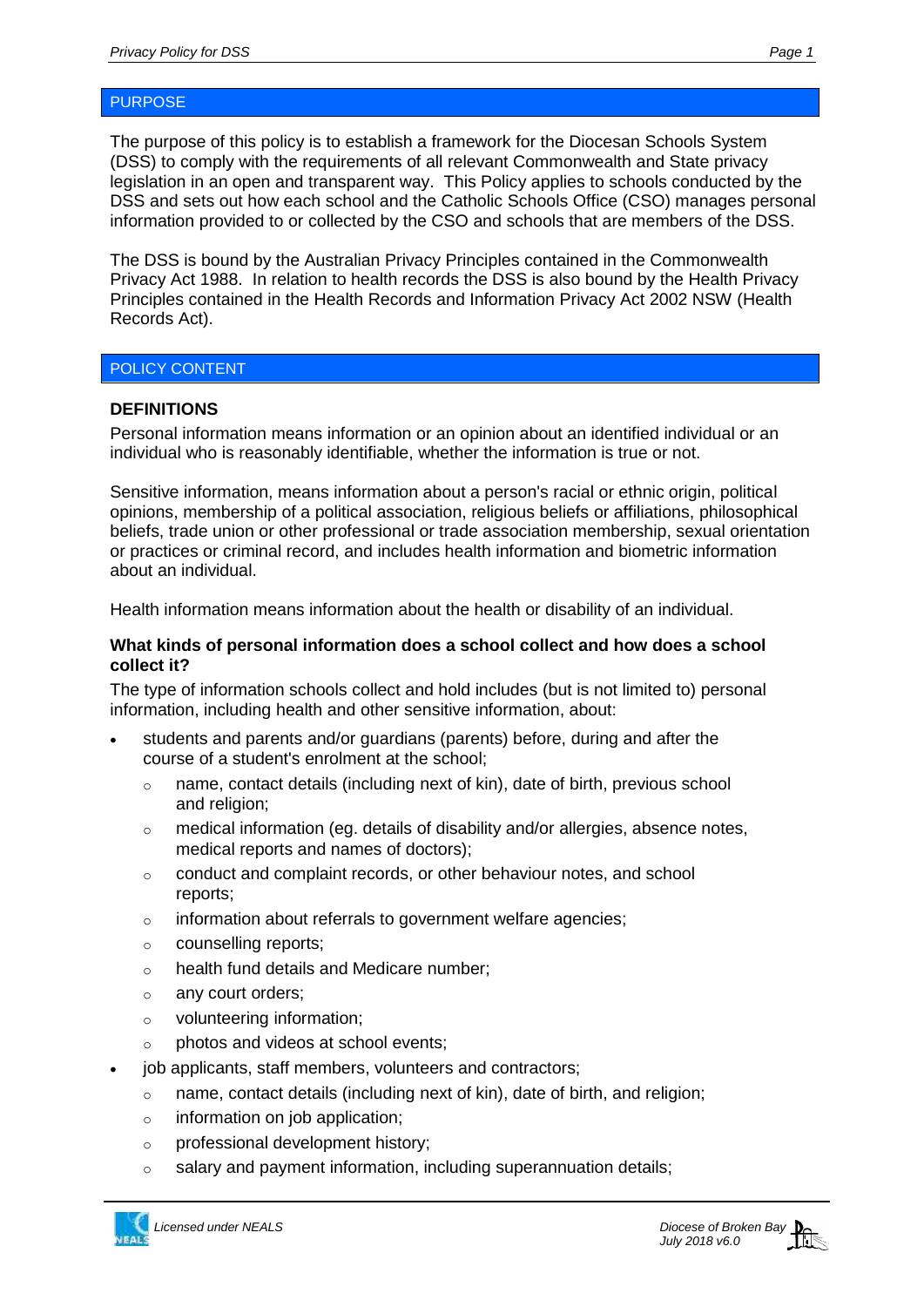## PURPOSE

The purpose of this policy is to establish a framework for the Diocesan Schools System (DSS) to comply with the requirements of all relevant Commonwealth and State privacy legislation in an open and transparent way. This Policy applies to schools conducted by the DSS and sets out how each school and the Catholic Schools Office (CSO) manages personal information provided to or collected by the CSO and schools that are members of the DSS.

The DSS is bound by the Australian Privacy Principles contained in the Commonwealth Privacy Act 1988. In relation to health records the DSS is also bound by the Health Privacy Principles contained in the Health Records and Information Privacy Act 2002 NSW (Health Records Act).

## POLICY CONTENT

### DEFINITIONS

Personal information means information or an opinion about an identified individual or an individual who is reasonably identifiable, whether the information is true or not.

Sensitive information, means information about a person's racial or ethnic origin, political opinions, membership of a political association, religious beliefs or affiliations, philosophical beliefs, trade union or other professional or trade association membership, sexual orientation or practices or criminal record, and includes health information and biometric information about an individual.

Health information means information about the health or disability of an individual.

### What kinds of personal information does a school collect and how does a school collect it?

The type of information schools collect and hold includes (but is not limited to) personal information, including health and other sensitive information, about:

- students and parents and/or guardians (parents) before, during and after the course of a student's enrolment at the school;
    - name, contact details (including next of kin), date of birth, previous school and religion;
    - medical information (eg. details of disability and/or allergies, absence notes, medical reports and names of doctors);
    - conduct and complaint records, or other behaviour notes, and school reports;
    - information about referrals to government welfare agencies;
    - counselling reports;
    - health fund details and Medicare number;
    - any court orders;
    - volunteering information;
    - photos and videos at school events;
- job applicants, staff members, volunteers and contractors;
    - name, contact details (including next of kin), date of birth, and religion;
    - information on job application;
    - professional development history;
    - salary and payment information, including superannuation details;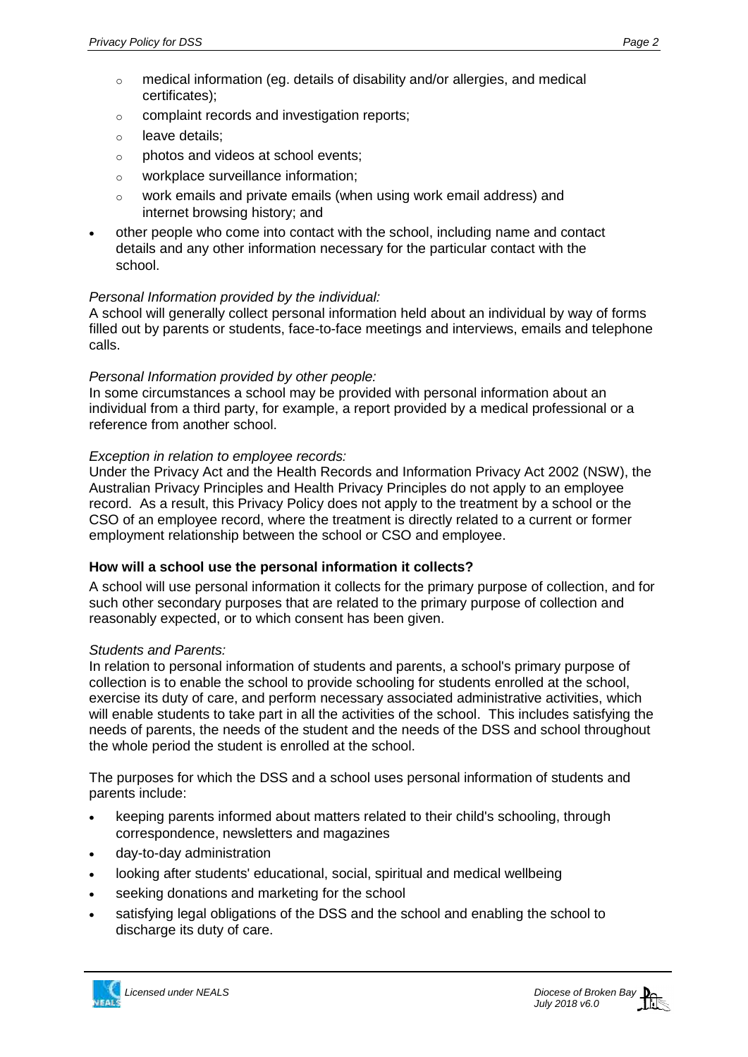- medical information (eg. details of disability and/or allergies, and medical certificates);
  - complaint records and investigation reports;
  - leave details;
  - photos and videos at school events;
  - workplace surveillance information;
  - work emails and private emails (when using work email address) and internet browsing history; and
- other people who come into contact with the school, including name and contact details and any other information necessary for the particular contact with the school.

*Personal Information provided by the individual:*
A school will generally collect personal information held about an individual by way of forms filled out by parents or students, face-to-face meetings and interviews, emails and telephone calls.

*Personal Information provided by other people:*
In some circumstances a school may be provided with personal information about an individual from a third party, for example, a report provided by a medical professional or a reference from another school.

*Exception in relation to employee records:*
Under the Privacy Act and the Health Records and Information Privacy Act 2002 (NSW), the Australian Privacy Principles and Health Privacy Principles do not apply to an employee record. As a result, this Privacy Policy does not apply to the treatment by a school or the CSO of an employee record, where the treatment is directly related to a current or former employment relationship between the school or CSO and employee.

**How will a school use the personal information it collects?**

A school will use personal information it collects for the primary purpose of collection, and for such other secondary purposes that are related to the primary purpose of collection and reasonably expected, or to which consent has been given.

*Students and Parents:*
In relation to personal information of students and parents, a school's primary purpose of collection is to enable the school to provide schooling for students enrolled at the school, exercise its duty of care, and perform necessary associated administrative activities, which will enable students to take part in all the activities of the school. This includes satisfying the needs of parents, the needs of the student and the needs of the DSS and school throughout the whole period the student is enrolled at the school.

The purposes for which the DSS and a school uses personal information of students and parents include:

- keeping parents informed about matters related to their child's schooling, through correspondence, newsletters and magazines
- day-to-day administration
- looking after students' educational, social, spiritual and medical wellbeing
- seeking donations and marketing for the school
- satisfying legal obligations of the DSS and the school and enabling the school to discharge its duty of care.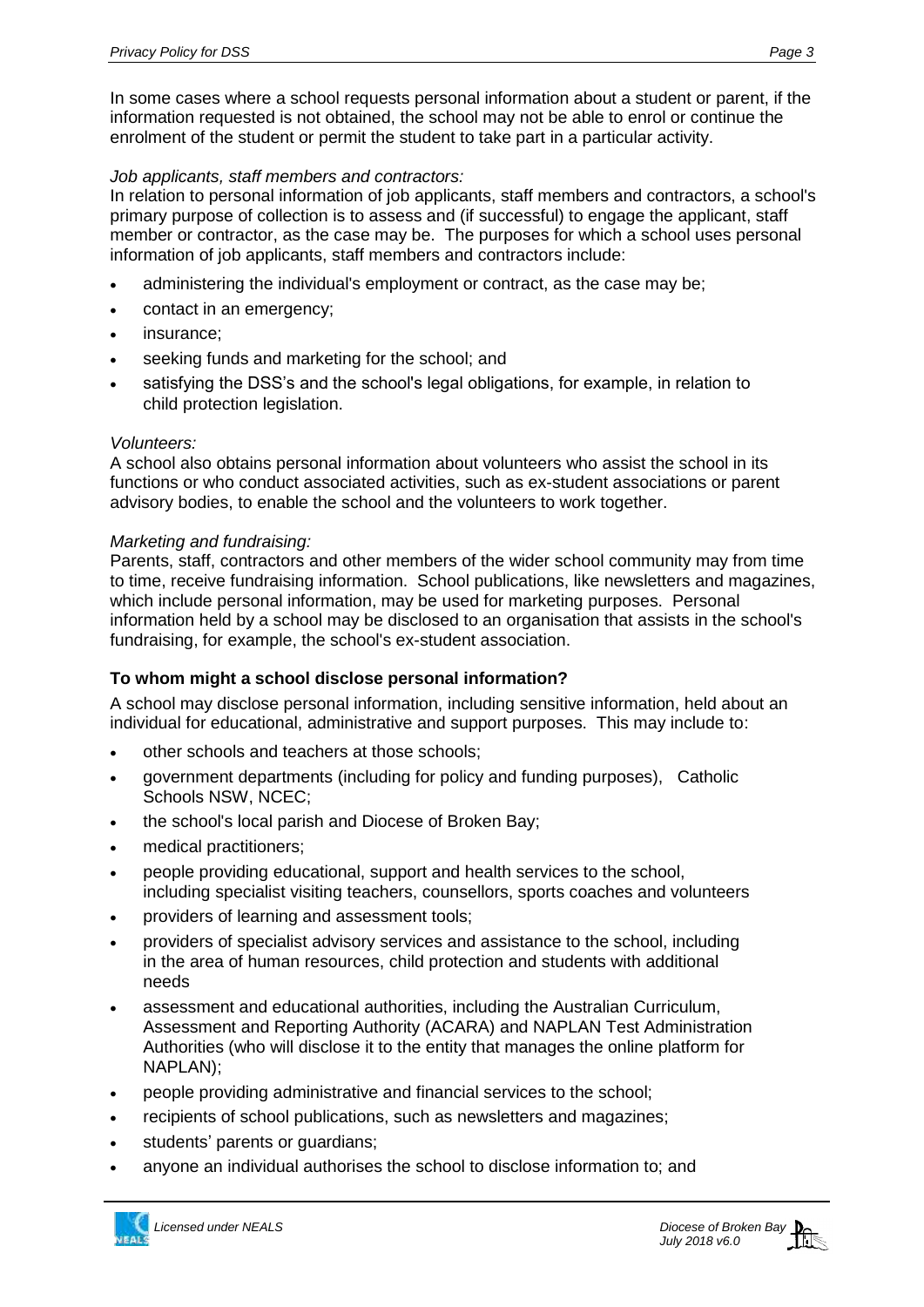In some cases where a school requests personal information about a student or parent, if the information requested is not obtained, the school may not be able to enrol or continue the enrolment of the student or permit the student to take part in a particular activity.

*Job applicants, staff members and contractors:*
In relation to personal information of job applicants, staff members and contractors, a school's primary purpose of collection is to assess and (if successful) to engage the applicant, staff member or contractor, as the case may be. The purposes for which a school uses personal information of job applicants, staff members and contractors include:

- administering the individual's employment or contract, as the case may be;
- contact in an emergency;
- insurance;
- seeking funds and marketing for the school; and
- satisfying the DSS's and the school's legal obligations, for example, in relation to child protection legislation.

*Volunteers:*
A school also obtains personal information about volunteers who assist the school in its functions or who conduct associated activities, such as ex-student associations or parent advisory bodies, to enable the school and the volunteers to work together.

*Marketing and fundraising:*
Parents, staff, contractors and other members of the wider school community may from time to time, receive fundraising information. School publications, like newsletters and magazines, which include personal information, may be used for marketing purposes. Personal information held by a school may be disclosed to an organisation that assists in the school's fundraising, for example, the school's ex-student association.

**To whom might a school disclose personal information?**

A school may disclose personal information, including sensitive information, held about an individual for educational, administrative and support purposes. This may include to:

- other schools and teachers at those schools;
- government departments (including for policy and funding purposes), Catholic Schools NSW, NCEC;
- the school's local parish and Diocese of Broken Bay;
- medical practitioners;
- people providing educational, support and health services to the school, including specialist visiting teachers, counsellors, sports coaches and volunteers
- providers of learning and assessment tools;
- providers of specialist advisory services and assistance to the school, including in the area of human resources, child protection and students with additional needs
- assessment and educational authorities, including the Australian Curriculum, Assessment and Reporting Authority (ACARA) and NAPLAN Test Administration Authorities (who will disclose it to the entity that manages the online platform for NAPLAN);
- people providing administrative and financial services to the school;
- recipients of school publications, such as newsletters and magazines;
- students' parents or guardians;
- anyone an individual authorises the school to disclose information to; and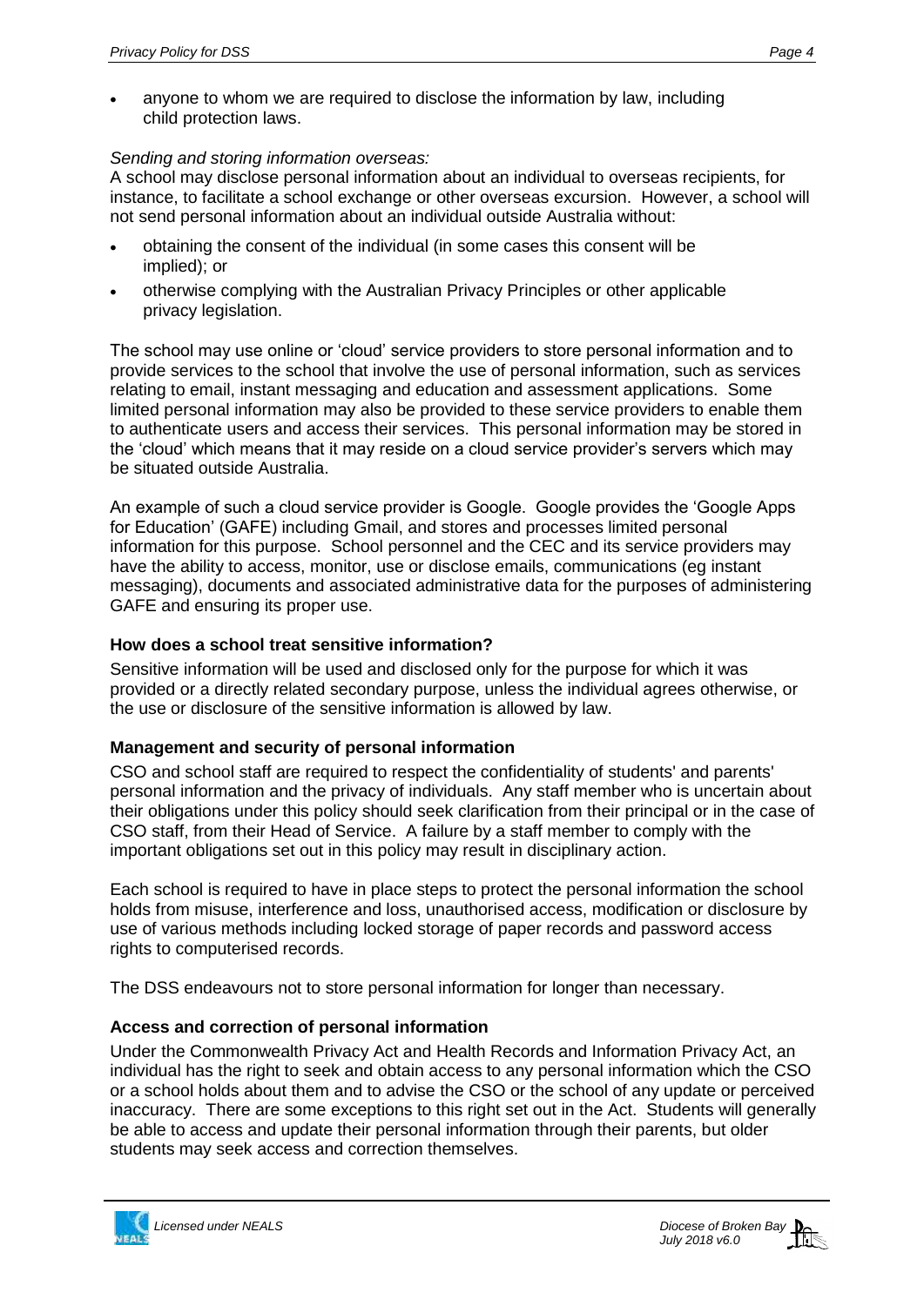- anyone to whom we are required to disclose the information by law, including child protection laws.

*Sending and storing information overseas:*

A school may disclose personal information about an individual to overseas recipients, for instance, to facilitate a school exchange or other overseas excursion. However, a school will not send personal information about an individual outside Australia without:

- obtaining the consent of the individual (in some cases this consent will be implied); or
- otherwise complying with the Australian Privacy Principles or other applicable privacy legislation.

The school may use online or 'cloud' service providers to store personal information and to provide services to the school that involve the use of personal information, such as services relating to email, instant messaging and education and assessment applications. Some limited personal information may also be provided to these service providers to enable them to authenticate users and access their services. This personal information may be stored in the 'cloud' which means that it may reside on a cloud service provider's servers which may be situated outside Australia.

An example of such a cloud service provider is Google. Google provides the 'Google Apps for Education' (GAFE) including Gmail, and stores and processes limited personal information for this purpose. School personnel and the CEC and its service providers may have the ability to access, monitor, use or disclose emails, communications (eg instant messaging), documents and associated administrative data for the purposes of administering GAFE and ensuring its proper use.

**How does a school treat sensitive information?**

Sensitive information will be used and disclosed only for the purpose for which it was provided or a directly related secondary purpose, unless the individual agrees otherwise, or the use or disclosure of the sensitive information is allowed by law.

**Management and security of personal information**

CSO and school staff are required to respect the confidentiality of students' and parents' personal information and the privacy of individuals. Any staff member who is uncertain about their obligations under this policy should seek clarification from their principal or in the case of CSO staff, from their Head of Service. A failure by a staff member to comply with the important obligations set out in this policy may result in disciplinary action.

Each school is required to have in place steps to protect the personal information the school holds from misuse, interference and loss, unauthorised access, modification or disclosure by use of various methods including locked storage of paper records and password access rights to computerised records.

The DSS endeavours not to store personal information for longer than necessary.

**Access and correction of personal information**

Under the Commonwealth Privacy Act and Health Records and Information Privacy Act, an individual has the right to seek and obtain access to any personal information which the CSO or a school holds about them and to advise the CSO or the school of any update or perceived inaccuracy. There are some exceptions to this right set out in the Act. Students will generally be able to access and update their personal information through their parents, but older students may seek access and correction themselves.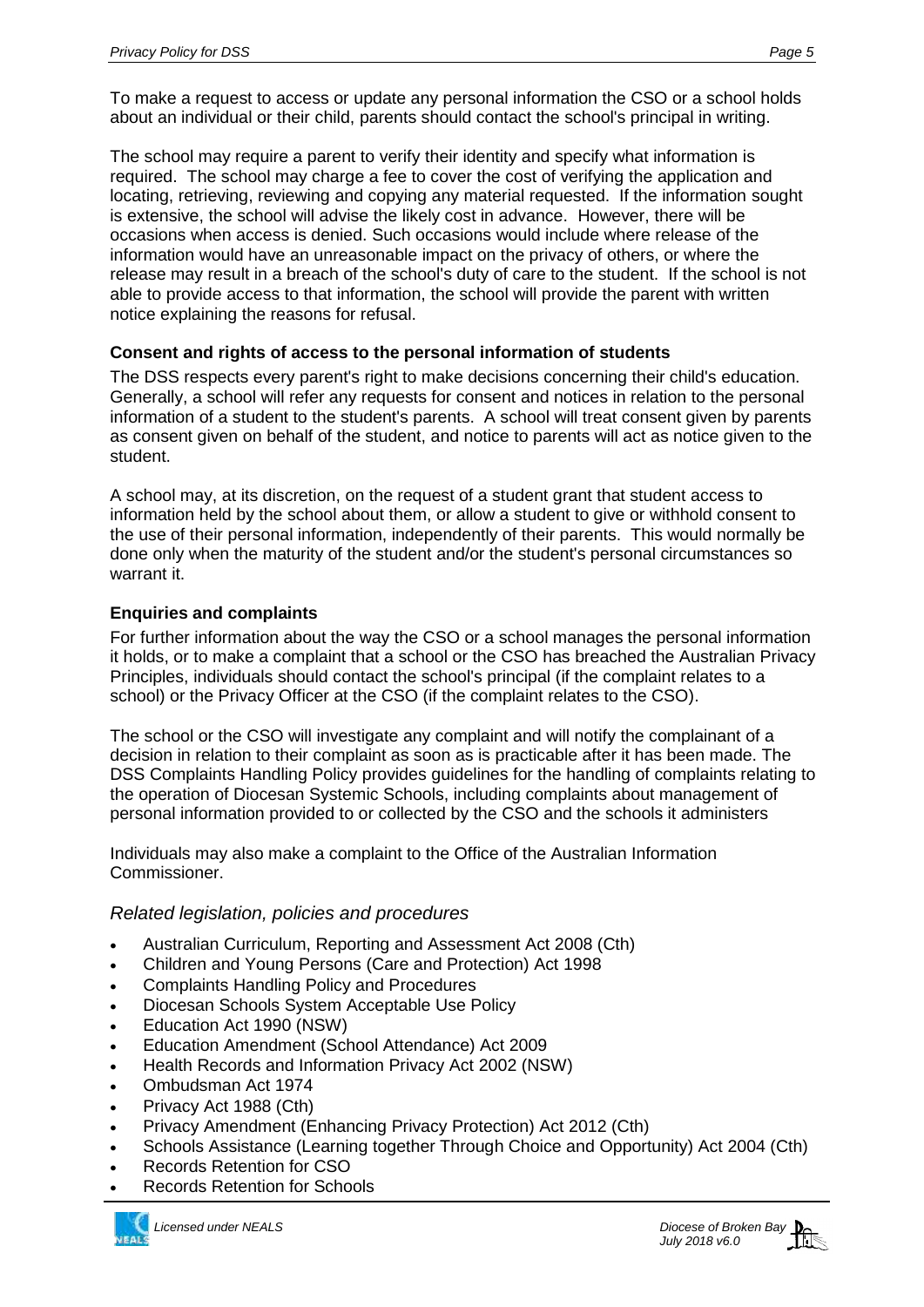To make a request to access or update any personal information the CSO or a school holds about an individual or their child, parents should contact the school's principal in writing.

The school may require a parent to verify their identity and specify what information is required. The school may charge a fee to cover the cost of verifying the application and locating, retrieving, reviewing and copying any material requested. If the information sought is extensive, the school will advise the likely cost in advance. However, there will be occasions when access is denied. Such occasions would include where release of the information would have an unreasonable impact on the privacy of others, or where the release may result in a breach of the school's duty of care to the student. If the school is not able to provide access to that information, the school will provide the parent with written notice explaining the reasons for refusal.

**Consent and rights of access to the personal information of students**

The DSS respects every parent's right to make decisions concerning their child's education. Generally, a school will refer any requests for consent and notices in relation to the personal information of a student to the student's parents. A school will treat consent given by parents as consent given on behalf of the student, and notice to parents will act as notice given to the student.

A school may, at its discretion, on the request of a student grant that student access to information held by the school about them, or allow a student to give or withhold consent to the use of their personal information, independently of their parents. This would normally be done only when the maturity of the student and/or the student's personal circumstances so warrant it.

**Enquiries and complaints**

For further information about the way the CSO or a school manages the personal information it holds, or to make a complaint that a school or the CSO has breached the Australian Privacy Principles, individuals should contact the school's principal (if the complaint relates to a school) or the Privacy Officer at the CSO (if the complaint relates to the CSO).

The school or the CSO will investigate any complaint and will notify the complainant of a decision in relation to their complaint as soon as is practicable after it has been made. The DSS Complaints Handling Policy provides guidelines for the handling of complaints relating to the operation of Diocesan Systemic Schools, including complaints about management of personal information provided to or collected by the CSO and the schools it administers

Individuals may also make a complaint to the Office of the Australian Information Commissioner.

## *Related legislation, policies and procedures*

- Australian Curriculum, Reporting and Assessment Act 2008 (Cth)
- Children and Young Persons (Care and Protection) Act 1998
- Complaints Handling Policy and Procedures
- Diocesan Schools System Acceptable Use Policy
- Education Act 1990 (NSW)
- Education Amendment (School Attendance) Act 2009
- Health Records and Information Privacy Act 2002 (NSW)
- Ombudsman Act 1974
- Privacy Act 1988 (Cth)
- Privacy Amendment (Enhancing Privacy Protection) Act 2012 (Cth)
- Schools Assistance (Learning together Through Choice and Opportunity) Act 2004 (Cth)
- Records Retention for CSO
- Records Retention for Schools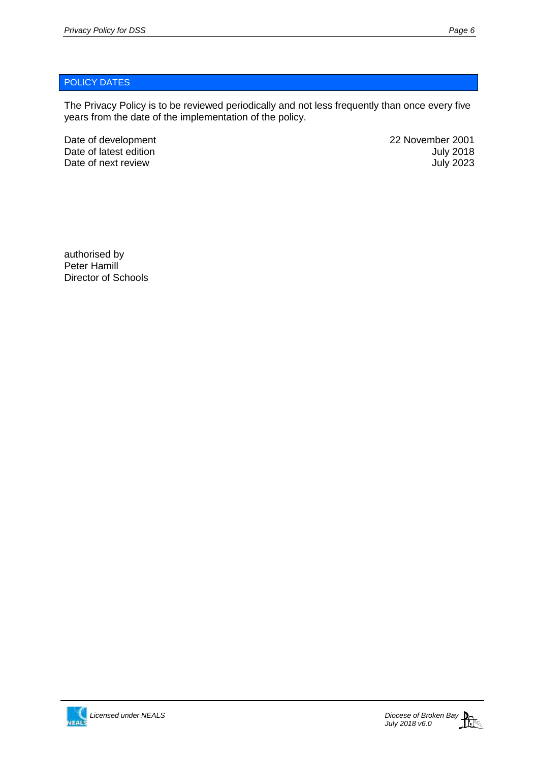## POLICY DATES

The Privacy Policy is to be reviewed periodically and not less frequently than once every five years from the date of the implementation of the policy.

| | |
|---|---|
| Date of development | 22 November 2001 |
| Date of latest edition | July 2018 |
| Date of next review | July 2023 |

authorised by
Peter Hamill
Director of Schools